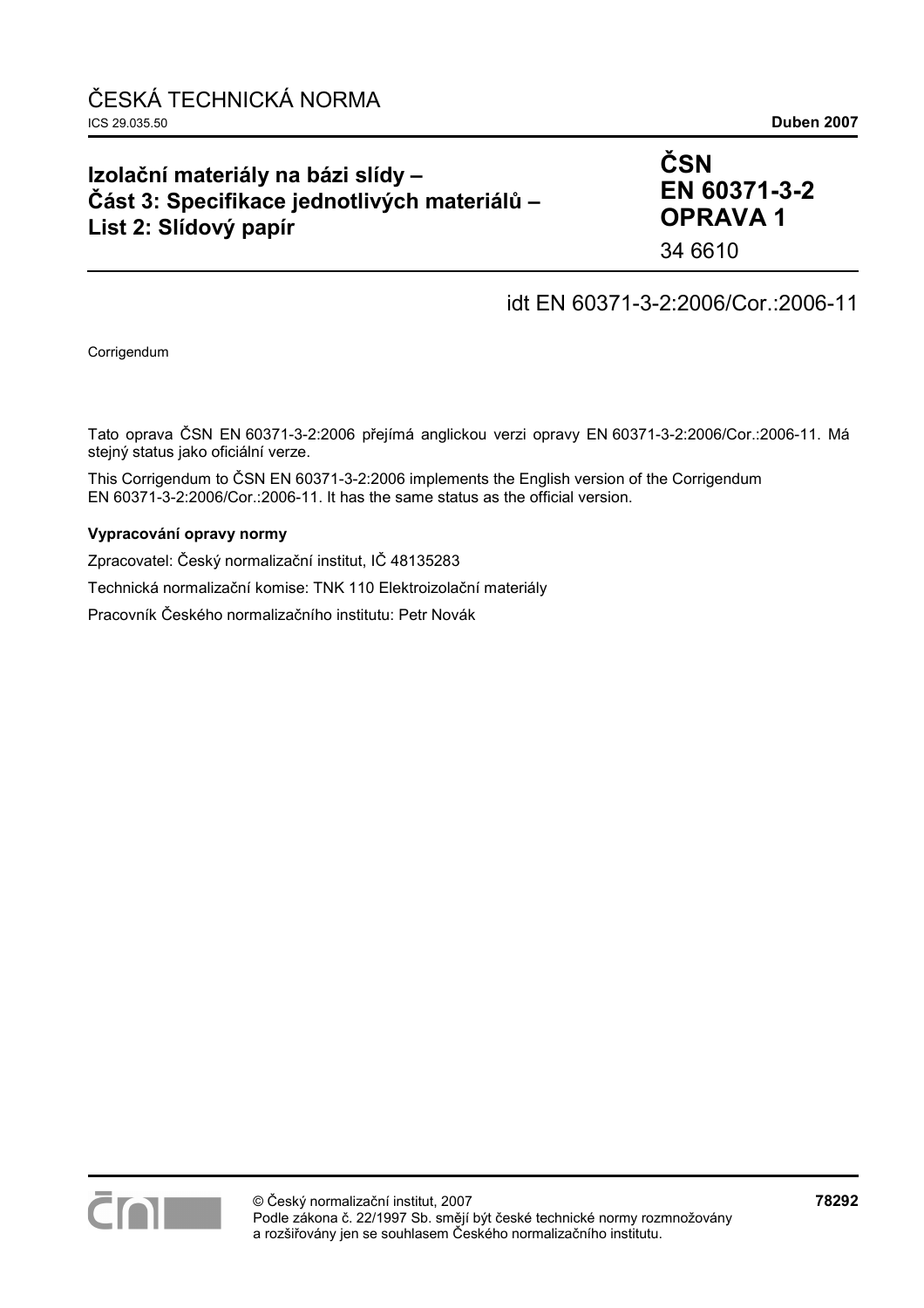ČESKÁ TECHNICKÁ NORMA

ICS 29.035.50

**Duben 2007**

# Izolační materiály na bázi slídy – Část 3: Specifikace jednotlivých materiálů – List 2: Slídový papír

**ČSN EN 60371-3-2 OPRAVA 1**

34 6610

idt EN 60371-3-2:2006/Cor.:2006-11

Corrigendum

Tato oprava ČSN EN 60371-3-2:2006 přejímá anglickou verzi opravy EN 60371-3-2:2006/Cor.:2006-11. Má stejný status jako oficiální verze.

This Corrigendum to ČSN EN 60371-3-2:2006 implements the English version of the Corrigendum EN 60371-3-2:2006/Cor.:2006-11. It has the same status as the official version.

**Vypracování opravy normy**

Zpracovatel: Český normalizační institut, IČ 48135283

Technická normalizační komise: TNK 110 Elektroizolační materiály

Pracovník Českého normalizačního institutu: Petr Novák

© Český normalizační institut, 2007

Podle zákona č. 22/1997 Sb. smějí být české technické normy rozmnožovány a rozšiřovány jen se souhlasem Českého normalizačního institutu.

**78292**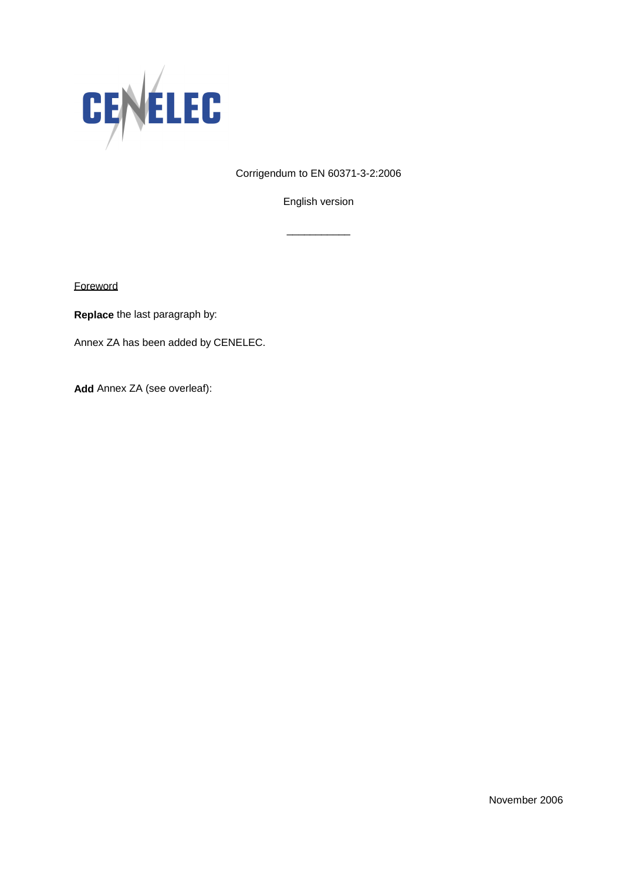CENELEC

Corrigendum to EN 60371-3-2:2006

English version

___________

Foreword

**Replace** the last paragraph by:

Annex ZA has been added by CENELEC.

**Add** Annex ZA (see overleaf):

November 2006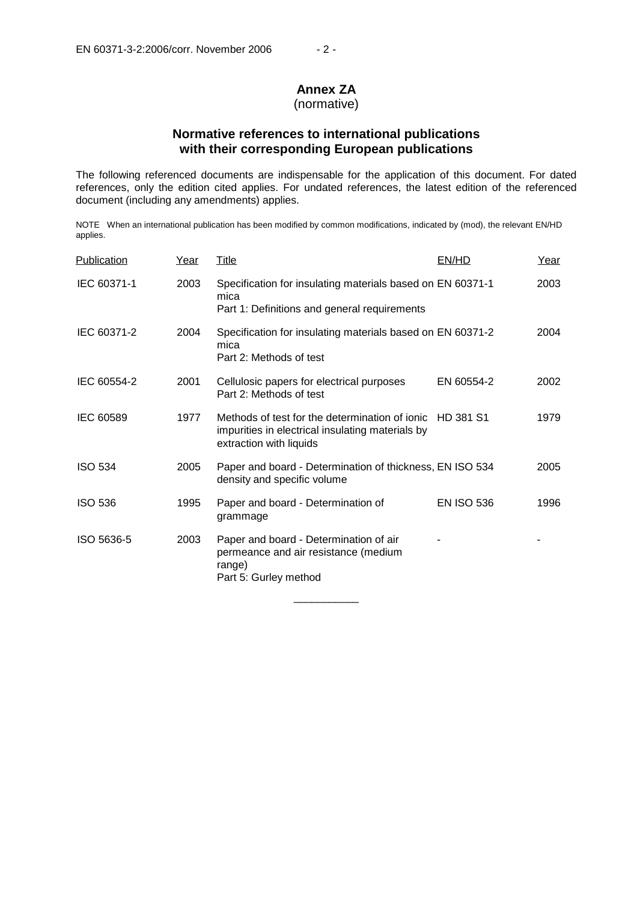# Annex ZA
(normative)

## Normative references to international publications with their corresponding European publications

The following referenced documents are indispensable for the application of this document. For dated references, only the edition cited applies. For undated references, the latest edition of the referenced document (including any amendments) applies.

NOTE When an international publication has been modified by common modifications, indicated by (mod), the relevant EN/HD applies.

| Publication | Year | Title | EN/HD | Year |
|---|---|---|---|---|
| IEC 60371-1 | 2003 | Specification for insulating materials based on mica<br>Part 1: Definitions and general requirements | EN 60371-1 | 2003 |
| IEC 60371-2 | 2004 | Specification for insulating materials based on mica<br>Part 2: Methods of test | EN 60371-2 | 2004 |
| IEC 60554-2 | 2001 | Cellulosic papers for electrical purposes<br>Part 2: Methods of test | EN 60554-2 | 2002 |
| IEC 60589 | 1977 | Methods of test for the determination of ionic impurities in electrical insulating materials by extraction with liquids | HD 381 S1 | 1979 |
| ISO 534 | 2005 | Paper and board - Determination of thickness, density and specific volume | EN ISO 534 | 2005 |
| ISO 536 | 1995 | Paper and board - Determination of grammage | EN ISO 536 | 1996 |
| ISO 5636-5 | 2003 | Paper and board - Determination of air permeance and air resistance (medium range)<br>Part 5: Gurley method | - | - |

___________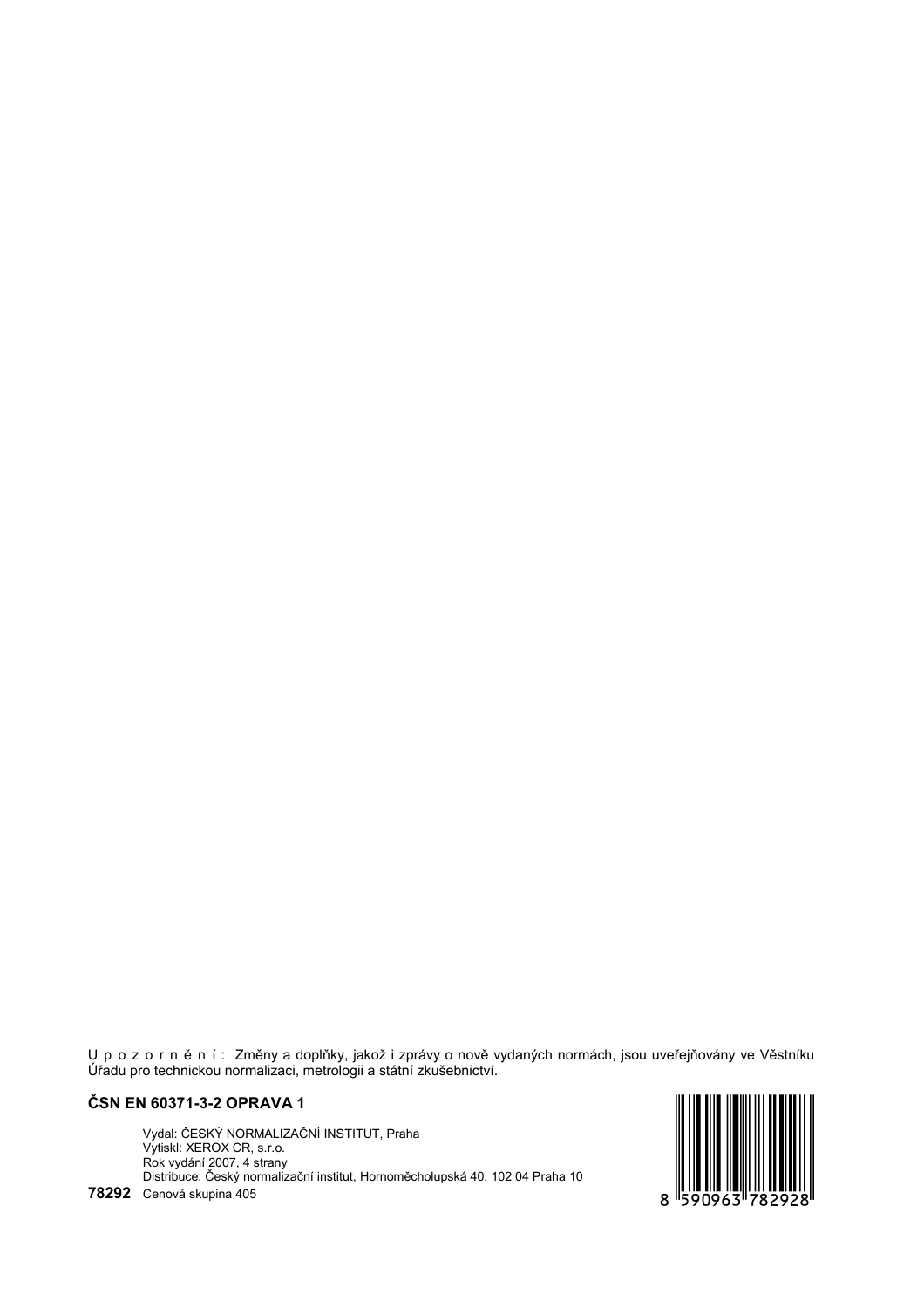U p o z o r n ě n í : Změny a doplňky, jakož i zprávy o nově vydaných normách, jsou uveřejňovány ve Věstníku Úřadu pro technickou normalizaci, metrologii a státní zkušebnictví.

**ČSN EN 60371-3-2 OPRAVA 1**

Vydal: ČESKÝ NORMALIZAČNÍ INSTITUT, Praha
Vytiskl: XEROX CR, s.r.o.
Rok vydání 2007, 4 strany
Distribuce: Český normalizační institut, Hornoměcholupská 40, 102 04 Praha 10

**78292** Cenová skupina 405

8 590963 782928